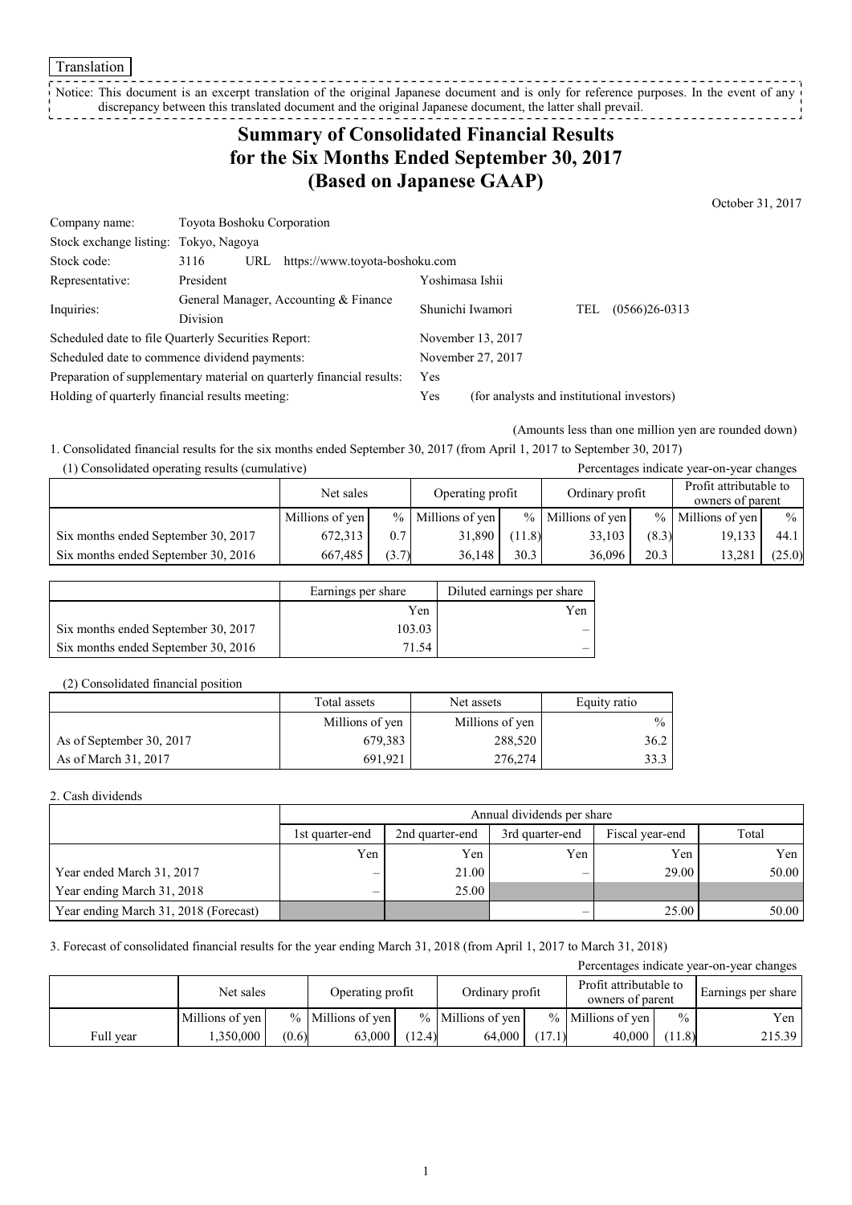Translation

Notice: This document is an excerpt translation of the original Japanese document and is only for reference purposes. In the event of any discrepancy between this translated document and the original Japanese document, the latter shall prevail.

# Summary of Consolidated Financial Results for the Six Months Ended September 30, 2017 (Based on Japanese GAAP)

October 31, 2017

| | | |
|---|---|---|
| Company name: | Toyota Boshoku Corporation | |
| Stock exchange listing: | Tokyo, Nagoya | |
| Stock code: | 3116 URL https://www.toyota-boshoku.com | |
| Representative: | President | Yoshimasa Ishii |
| Inquiries: | General Manager, Accounting & Finance Division | Shunichi Iwamori TEL (0566)26-0313 |
| Scheduled date to file Quarterly Securities Report: | | November 13, 2017 |
| Scheduled date to commence dividend payments: | | November 27, 2017 |
| Preparation of supplementary material on quarterly financial results: | | Yes |
| Holding of quarterly financial results meeting: | | Yes (for analysts and institutional investors) |

(Amounts less than one million yen are rounded down)

1. Consolidated financial results for the six months ended September 30, 2017 (from April 1, 2017 to September 30, 2017)

(1) Consolidated operating results (cumulative)

Percentages indicate year-on-year changes

| | Net sales | | Operating profit | | Ordinary profit | | Profit attributable to owners of parent | |
|---|---|---|---|---|---|---|---|---|
| | Millions of yen | % | Millions of yen | % | Millions of yen | % | Millions of yen | % |
| Six months ended September 30, 2017 | 672,313 | 0.7 | 31,890 | (11.8) | 33,103 | (8.3) | 19,133 | 44.1 |
| Six months ended September 30, 2016 | 667,485 | (3.7) | 36,148 | 30.3 | 36,096 | 20.3 | 13,281 | (25.0) |

| | Earnings per share | Diluted earnings per share |
|---|---|---|
| | Yen | Yen |
| Six months ended September 30, 2017 | 103.03 | – |
| Six months ended September 30, 2016 | 71.54 | – |

(2) Consolidated financial position

| | Total assets | Net assets | Equity ratio |
|---|---|---|---|
| | Millions of yen | Millions of yen | % |
| As of September 30, 2017 | 679,383 | 288,520 | 36.2 |
| As of March 31, 2017 | 691,921 | 276,274 | 33.3 |

2. Cash dividends

| | Annual dividends per share | | | | |
|---|---|---|---|---|---|
| | 1st quarter-end | 2nd quarter-end | 3rd quarter-end | Fiscal year-end | Total |
| | Yen | Yen | Yen | Yen | Yen |
| Year ended March 31, 2017 | – | 21.00 | – | 29.00 | 50.00 |
| Year ending March 31, 2018 | – | 25.00 | | | |
| Year ending March 31, 2018 (Forecast) | | | – | 25.00 | 50.00 |

3. Forecast of consolidated financial results for the year ending March 31, 2018 (from April 1, 2017 to March 31, 2018)

Percentages indicate year-on-year changes

| | Net sales | | Operating profit | | Ordinary profit | | Profit attributable to owners of parent | | Earnings per share |
|---|---|---|---|---|---|---|---|---|---|
| | Millions of yen | % | Millions of yen | % | Millions of yen | % | Millions of yen | % | Yen |
| Full year | 1,350,000 | (0.6) | 63,000 | (12.4) | 64,000 | (17.1) | 40,000 | (11.8) | 215.39 |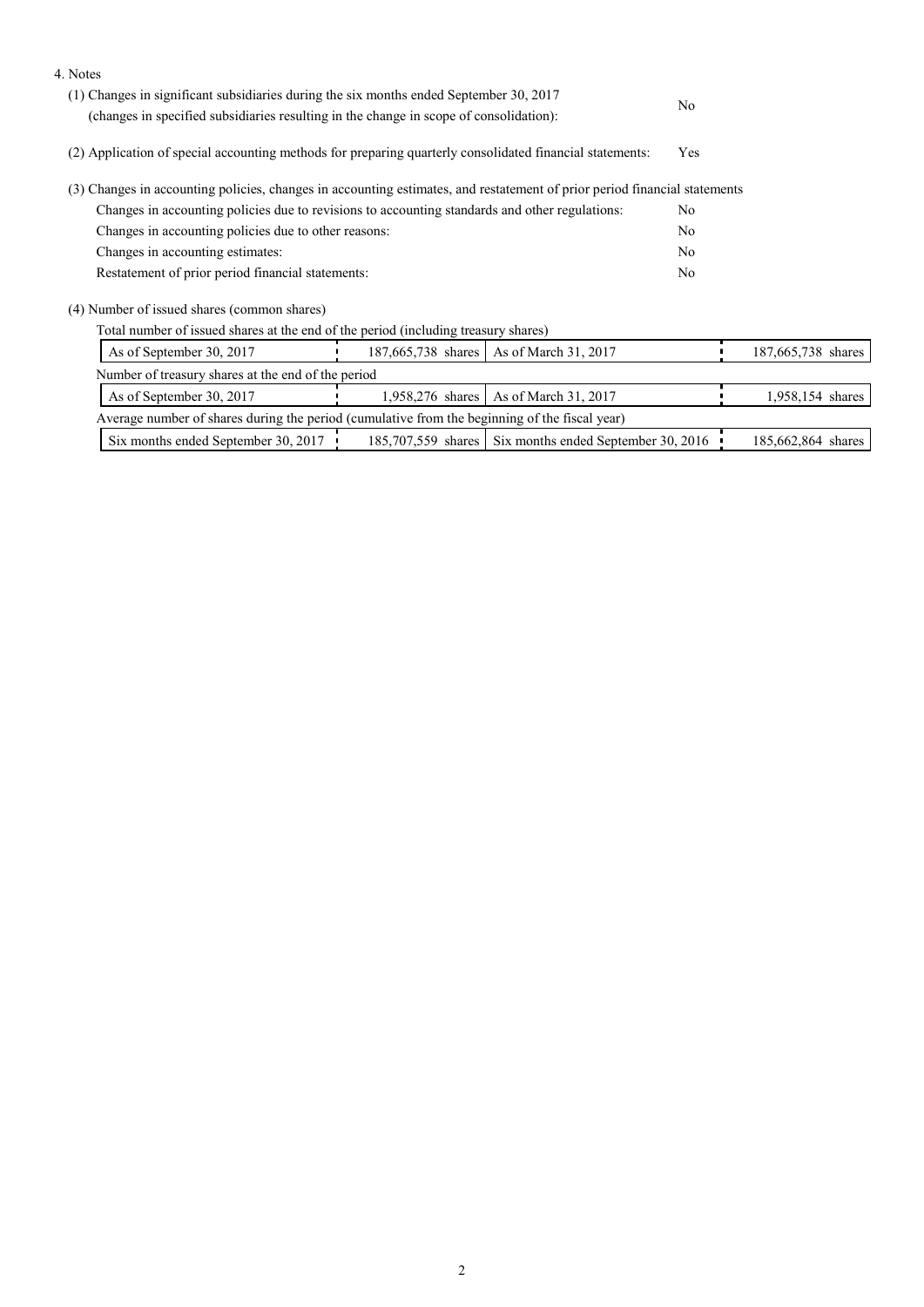4. Notes

(1) Changes in significant subsidiaries during the six months ended September 30, 2017 (changes in specified subsidiaries resulting in the change in scope of consolidation): No

(2) Application of special accounting methods for preparing quarterly consolidated financial statements: Yes

(3) Changes in accounting policies, changes in accounting estimates, and restatement of prior period financial statements

| | |
|---|---|
| Changes in accounting policies due to revisions to accounting standards and other regulations: | No |
| Changes in accounting policies due to other reasons: | No |
| Changes in accounting estimates: | No |
| Restatement of prior period financial statements: | No |

(4) Number of issued shares (common shares)

Total number of issued shares at the end of the period (including treasury shares)

| | | | |
|---|---|---|---|
| As of September 30, 2017 | 187,665,738 shares | As of March 31, 2017 | 187,665,738 shares |

Number of treasury shares at the end of the period

| | | | |
|---|---|---|---|
| As of September 30, 2017 | 1,958,276 shares | As of March 31, 2017 | 1,958,154 shares |

Average number of shares during the period (cumulative from the beginning of the fiscal year)

| | | | |
|---|---|---|---|
| Six months ended September 30, 2017 | 185,707,559 shares | Six months ended September 30, 2016 | 185,662,864 shares |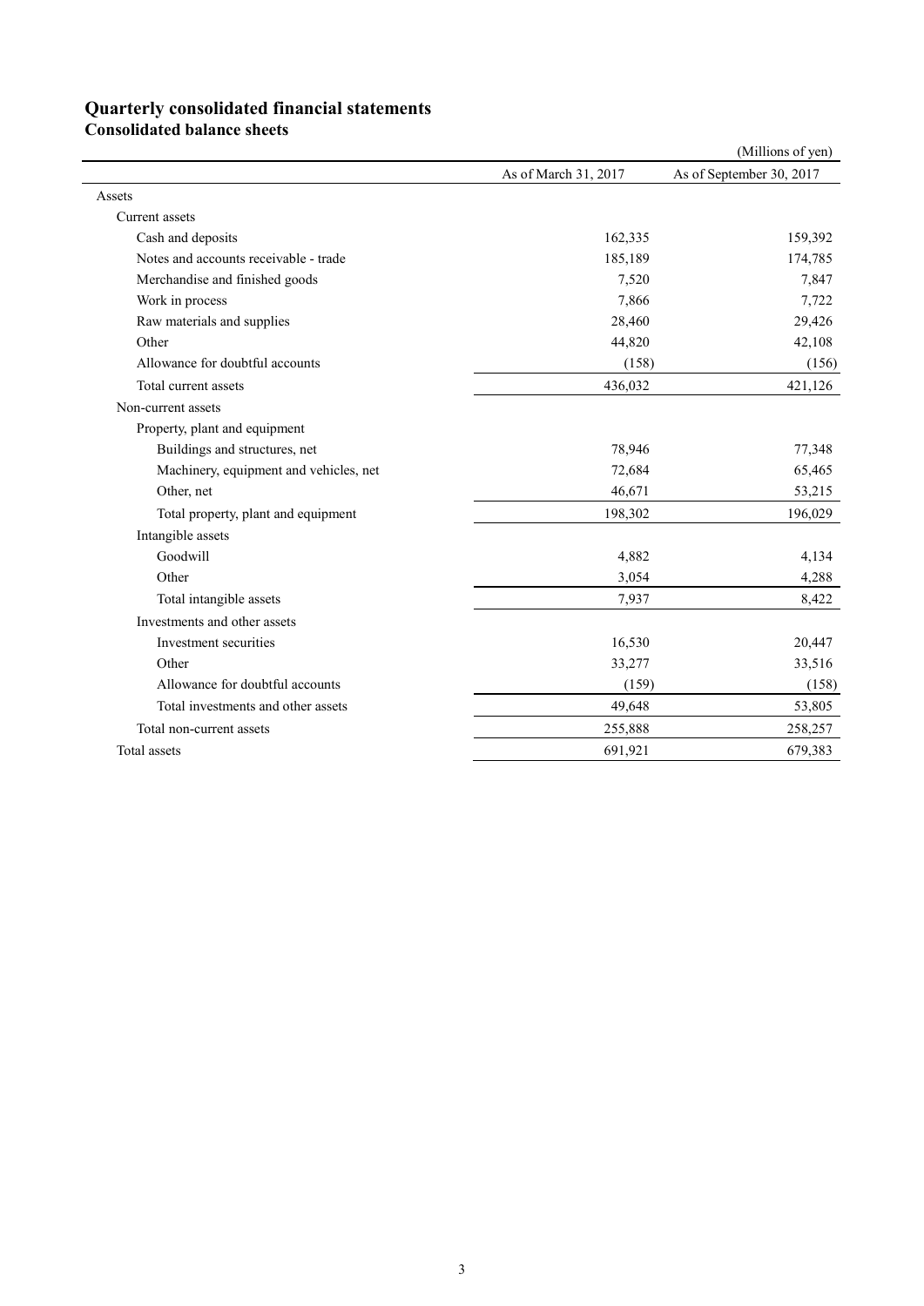# Quarterly consolidated financial statements

## Consolidated balance sheets

(Millions of yen)

| | As of March 31, 2017 | As of September 30, 2017 |
|---|---|---|
| Assets | | |
| Current assets | | |
| Cash and deposits | 162,335 | 159,392 |
| Notes and accounts receivable - trade | 185,189 | 174,785 |
| Merchandise and finished goods | 7,520 | 7,847 |
| Work in process | 7,866 | 7,722 |
| Raw materials and supplies | 28,460 | 29,426 |
| Other | 44,820 | 42,108 |
| Allowance for doubtful accounts | (158) | (156) |
| Total current assets | 436,032 | 421,126 |
| Non-current assets | | |
| Property, plant and equipment | | |
| Buildings and structures, net | 78,946 | 77,348 |
| Machinery, equipment and vehicles, net | 72,684 | 65,465 |
| Other, net | 46,671 | 53,215 |
| Total property, plant and equipment | 198,302 | 196,029 |
| Intangible assets | | |
| Goodwill | 4,882 | 4,134 |
| Other | 3,054 | 4,288 |
| Total intangible assets | 7,937 | 8,422 |
| Investments and other assets | | |
| Investment securities | 16,530 | 20,447 |
| Other | 33,277 | 33,516 |
| Allowance for doubtful accounts | (159) | (158) |
| Total investments and other assets | 49,648 | 53,805 |
| Total non-current assets | 255,888 | 258,257 |
| Total assets | 691,921 | 679,383 |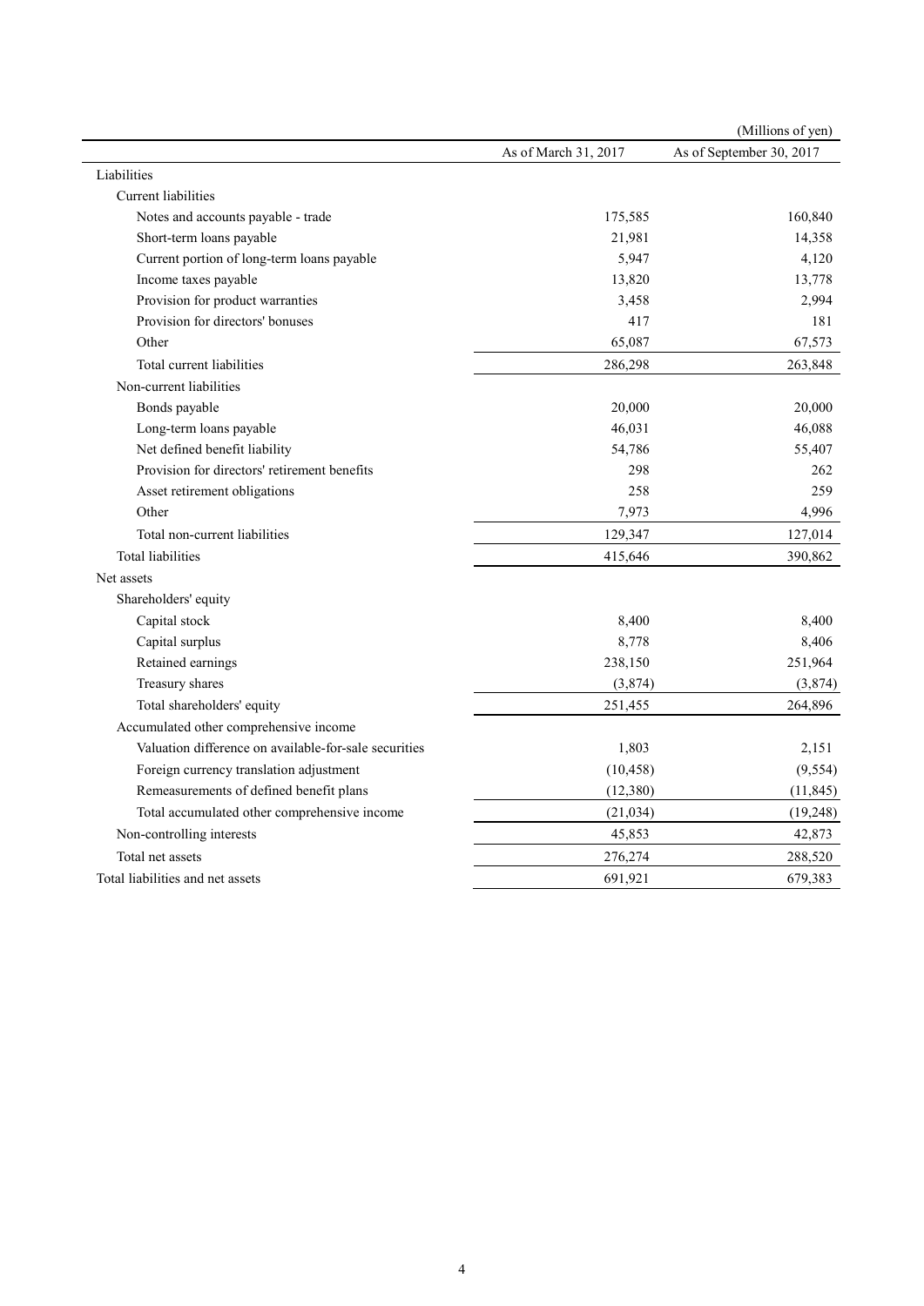(Millions of yen)

| | As of March 31, 2017 | As of September 30, 2017 |
|---|---|---|
| Liabilities | | |
| Current liabilities | | |
| Notes and accounts payable - trade | 175,585 | 160,840 |
| Short-term loans payable | 21,981 | 14,358 |
| Current portion of long-term loans payable | 5,947 | 4,120 |
| Income taxes payable | 13,820 | 13,778 |
| Provision for product warranties | 3,458 | 2,994 |
| Provision for directors' bonuses | 417 | 181 |
| Other | 65,087 | 67,573 |
| Total current liabilities | 286,298 | 263,848 |
| Non-current liabilities | | |
| Bonds payable | 20,000 | 20,000 |
| Long-term loans payable | 46,031 | 46,088 |
| Net defined benefit liability | 54,786 | 55,407 |
| Provision for directors' retirement benefits | 298 | 262 |
| Asset retirement obligations | 258 | 259 |
| Other | 7,973 | 4,996 |
| Total non-current liabilities | 129,347 | 127,014 |
| Total liabilities | 415,646 | 390,862 |
| Net assets | | |
| Shareholders' equity | | |
| Capital stock | 8,400 | 8,400 |
| Capital surplus | 8,778 | 8,406 |
| Retained earnings | 238,150 | 251,964 |
| Treasury shares | (3,874) | (3,874) |
| Total shareholders' equity | 251,455 | 264,896 |
| Accumulated other comprehensive income | | |
| Valuation difference on available-for-sale securities | 1,803 | 2,151 |
| Foreign currency translation adjustment | (10,458) | (9,554) |
| Remeasurements of defined benefit plans | (12,380) | (11,845) |
| Total accumulated other comprehensive income | (21,034) | (19,248) |
| Non-controlling interests | 45,853 | 42,873 |
| Total net assets | 276,274 | 288,520 |
| Total liabilities and net assets | 691,921 | 679,383 |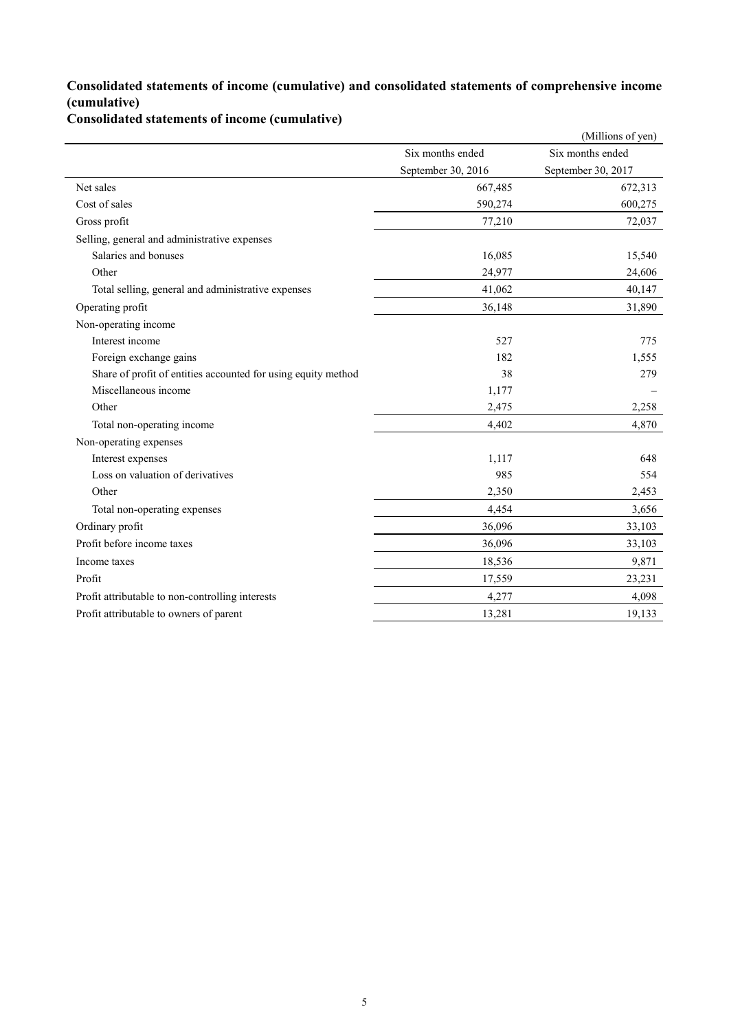## Consolidated statements of income (cumulative) and consolidated statements of comprehensive income (cumulative)

### Consolidated statements of income (cumulative)

(Millions of yen)

| | Six months ended September 30, 2016 | Six months ended September 30, 2017 |
|---|---|---|
| Net sales | 667,485 | 672,313 |
| Cost of sales | 590,274 | 600,275 |
| Gross profit | 77,210 | 72,037 |
| Selling, general and administrative expenses | | |
| Salaries and bonuses | 16,085 | 15,540 |
| Other | 24,977 | 24,606 |
| Total selling, general and administrative expenses | 41,062 | 40,147 |
| Operating profit | 36,148 | 31,890 |
| Non-operating income | | |
| Interest income | 527 | 775 |
| Foreign exchange gains | 182 | 1,555 |
| Share of profit of entities accounted for using equity method | 38 | 279 |
| Miscellaneous income | 1,177 | – |
| Other | 2,475 | 2,258 |
| Total non-operating income | 4,402 | 4,870 |
| Non-operating expenses | | |
| Interest expenses | 1,117 | 648 |
| Loss on valuation of derivatives | 985 | 554 |
| Other | 2,350 | 2,453 |
| Total non-operating expenses | 4,454 | 3,656 |
| Ordinary profit | 36,096 | 33,103 |
| Profit before income taxes | 36,096 | 33,103 |
| Income taxes | 18,536 | 9,871 |
| Profit | 17,559 | 23,231 |
| Profit attributable to non-controlling interests | 4,277 | 4,098 |
| Profit attributable to owners of parent | 13,281 | 19,133 |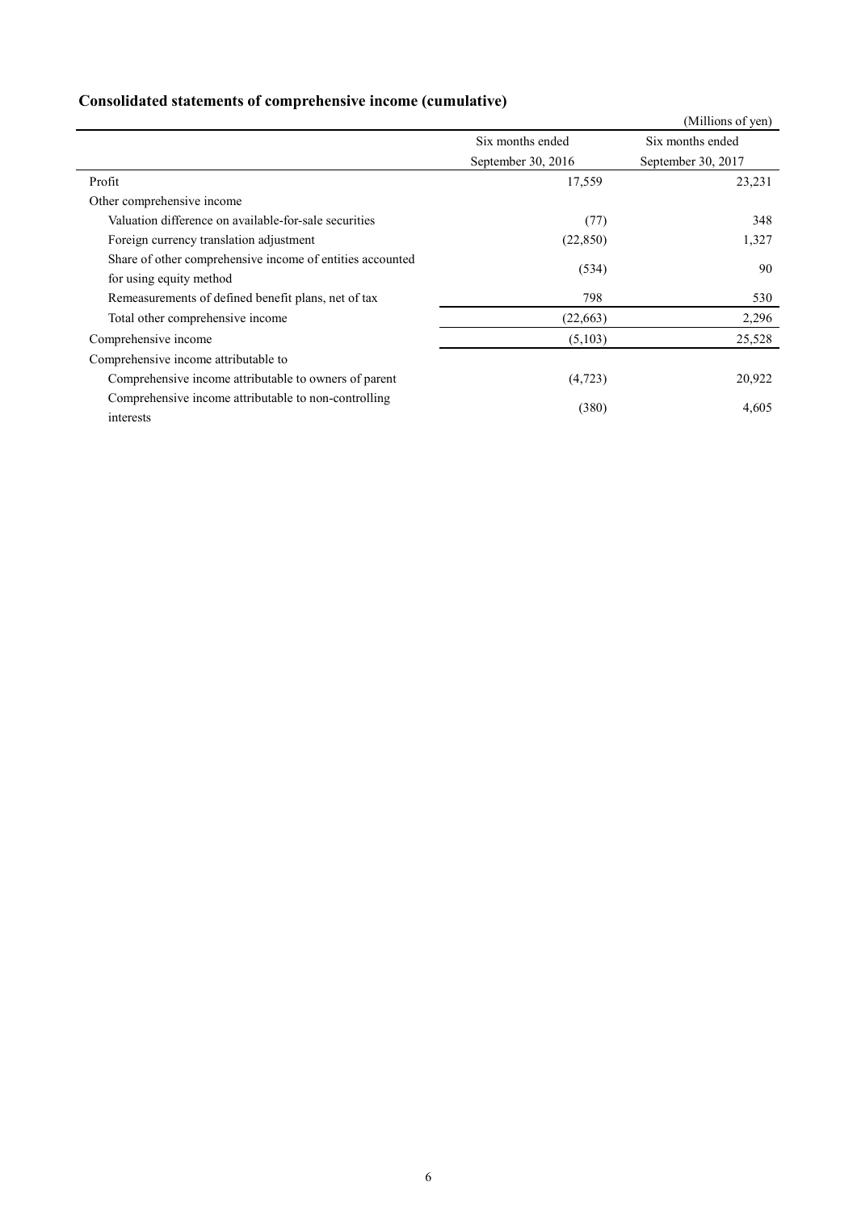## Consolidated statements of comprehensive income (cumulative)

(Millions of yen)

| | Six months ended September 30, 2016 | Six months ended September 30, 2017 |
|---|---|---|
| Profit | 17,559 | 23,231 |
| Other comprehensive income | | |
| Valuation difference on available-for-sale securities | (77) | 348 |
| Foreign currency translation adjustment | (22,850) | 1,327 |
| Share of other comprehensive income of entities accounted for using equity method | (534) | 90 |
| Remeasurements of defined benefit plans, net of tax | 798 | 530 |
| Total other comprehensive income | (22,663) | 2,296 |
| Comprehensive income | (5,103) | 25,528 |
| Comprehensive income attributable to | | |
| Comprehensive income attributable to owners of parent | (4,723) | 20,922 |
| Comprehensive income attributable to non-controlling interests | (380) | 4,605 |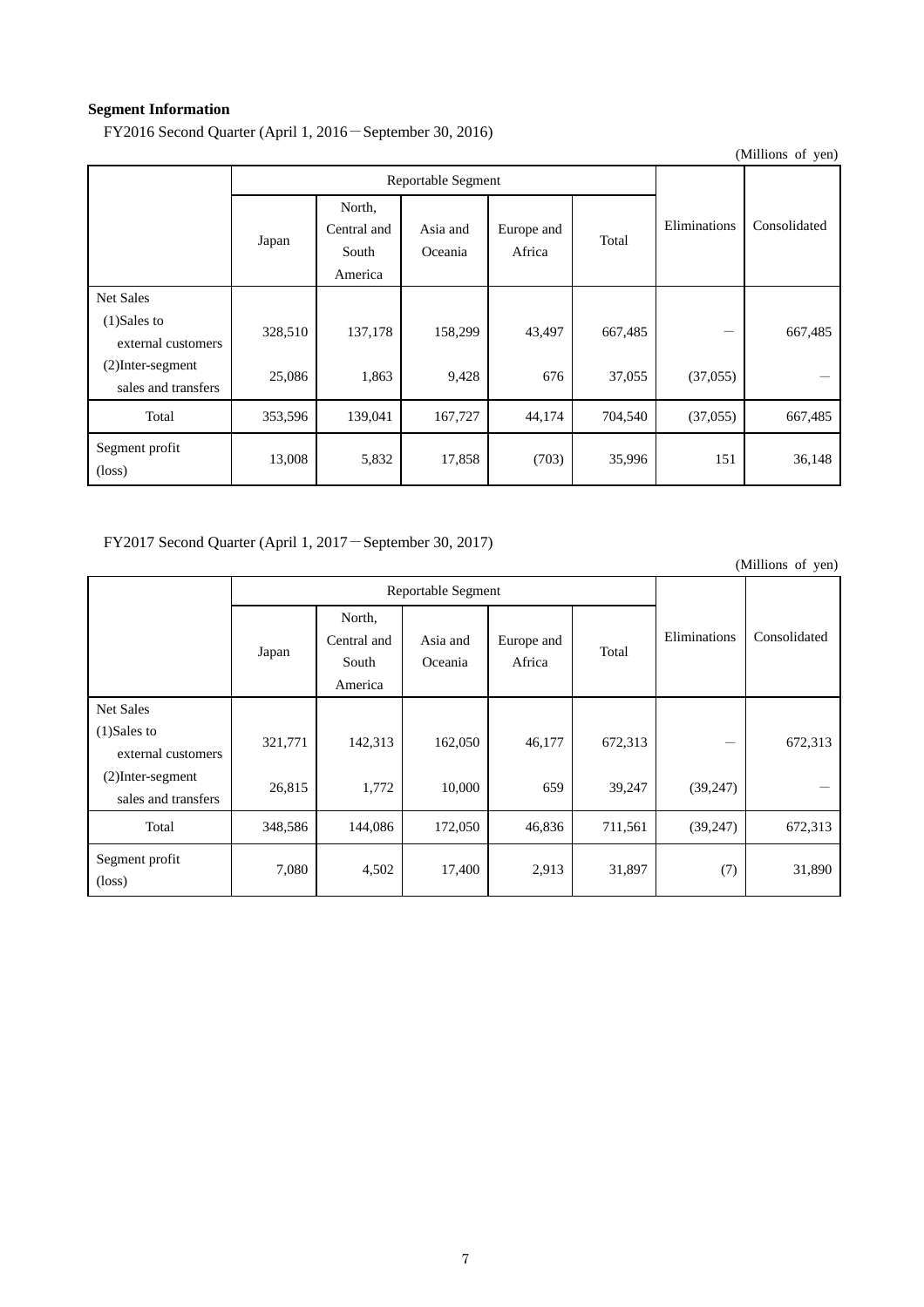**Segment Information**

FY2016 Second Quarter (April 1, 2016－September 30, 2016)

(Millions of yen)

| | Reportable Segment | | | | | Eliminations | Consolidated |
|---|---|---|---|---|---|---|---|
| | Japan | North, Central and South America | Asia and Oceania | Europe and Africa | Total | | |
| Net Sales | | | | | | | |
| (1)Sales to external customers | 328,510 | 137,178 | 158,299 | 43,497 | 667,485 | ― | 667,485 |
| (2)Inter-segment sales and transfers | 25,086 | 1,863 | 9,428 | 676 | 37,055 | (37,055) | ― |
| Total | 353,596 | 139,041 | 167,727 | 44,174 | 704,540 | (37,055) | 667,485 |
| Segment profit (loss) | 13,008 | 5,832 | 17,858 | (703) | 35,996 | 151 | 36,148 |

FY2017 Second Quarter (April 1, 2017－September 30, 2017)

(Millions of yen)

| | Reportable Segment | | | | | Eliminations | Consolidated |
|---|---|---|---|---|---|---|---|
| | Japan | North, Central and South America | Asia and Oceania | Europe and Africa | Total | | |
| Net Sales | | | | | | | |
| (1)Sales to external customers | 321,771 | 142,313 | 162,050 | 46,177 | 672,313 | ― | 672,313 |
| (2)Inter-segment sales and transfers | 26,815 | 1,772 | 10,000 | 659 | 39,247 | (39,247) | ― |
| Total | 348,586 | 144,086 | 172,050 | 46,836 | 711,561 | (39,247) | 672,313 |
| Segment profit (loss) | 7,080 | 4,502 | 17,400 | 2,913 | 31,897 | (7) | 31,890 |